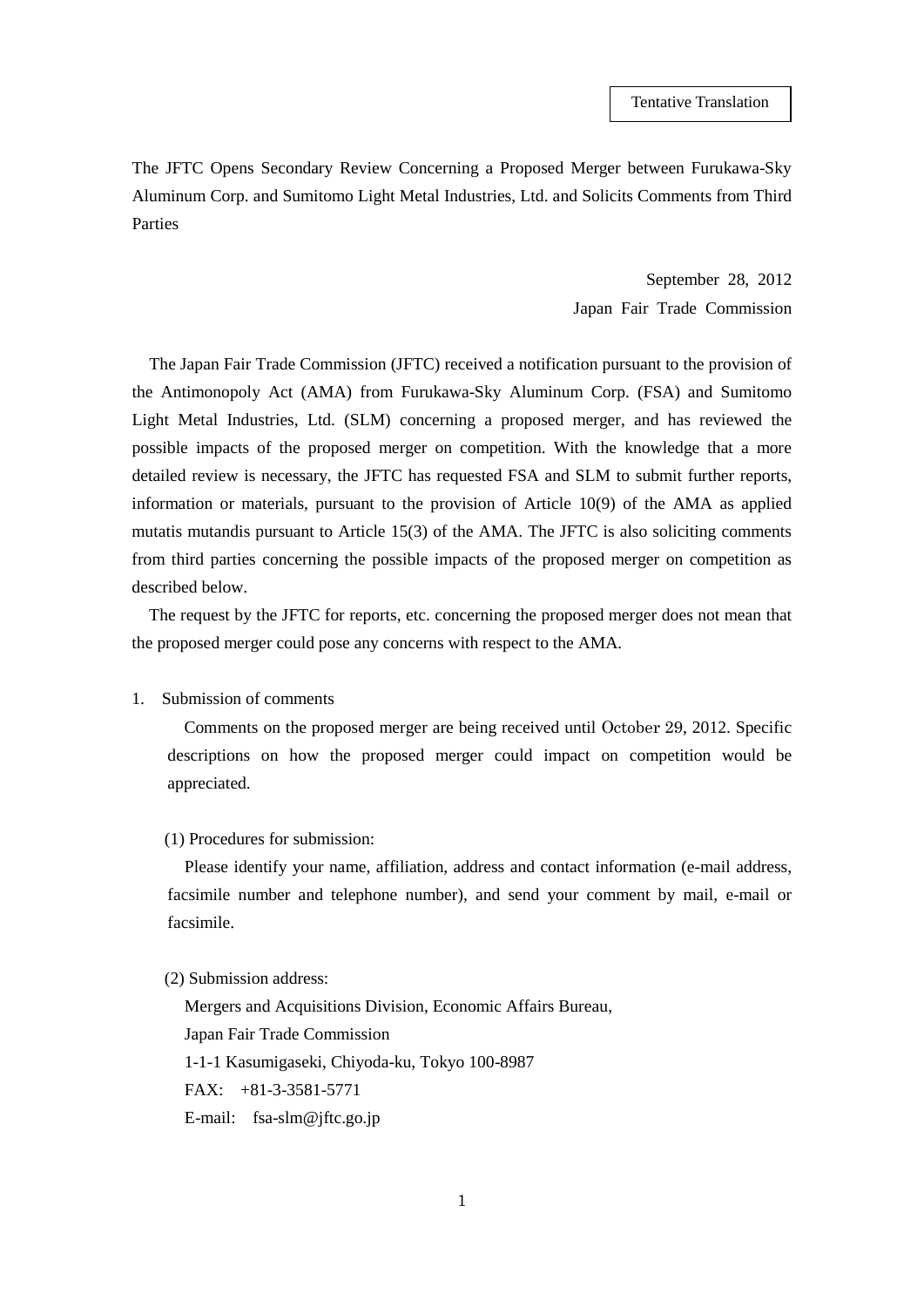Tentative Translation

# The JFTC Opens Secondary Review Concerning a Proposed Merger between Furukawa-Sky Aluminum Corp. and Sumitomo Light Metal Industries, Ltd. and Solicits Comments from Third Parties

September 28, 2012
Japan Fair Trade Commission

The Japan Fair Trade Commission (JFTC) received a notification pursuant to the provision of the Antimonopoly Act (AMA) from Furukawa-Sky Aluminum Corp. (FSA) and Sumitomo Light Metal Industries, Ltd. (SLM) concerning a proposed merger, and has reviewed the possible impacts of the proposed merger on competition. With the knowledge that a more detailed review is necessary, the JFTC has requested FSA and SLM to submit further reports, information or materials, pursuant to the provision of Article 10(9) of the AMA as applied mutatis mutandis pursuant to Article 15(3) of the AMA. The JFTC is also soliciting comments from third parties concerning the possible impacts of the proposed merger on competition as described below.

The request by the JFTC for reports, etc. concerning the proposed merger does not mean that the proposed merger could pose any concerns with respect to the AMA.

## 1. Submission of comments

Comments on the proposed merger are being received until October 29, 2012. Specific descriptions on how the proposed merger could impact on competition would be appreciated.

(1) Procedures for submission:

Please identify your name, affiliation, address and contact information (e-mail address, facsimile number and telephone number), and send your comment by mail, e-mail or facsimile.

(2) Submission address:

Mergers and Acquisitions Division, Economic Affairs Bureau,
Japan Fair Trade Commission
1-1-1 Kasumigaseki, Chiyoda-ku, Tokyo 100-8987
FAX: +81-3-3581-5771
E-mail: fsa-slm@jftc.go.jp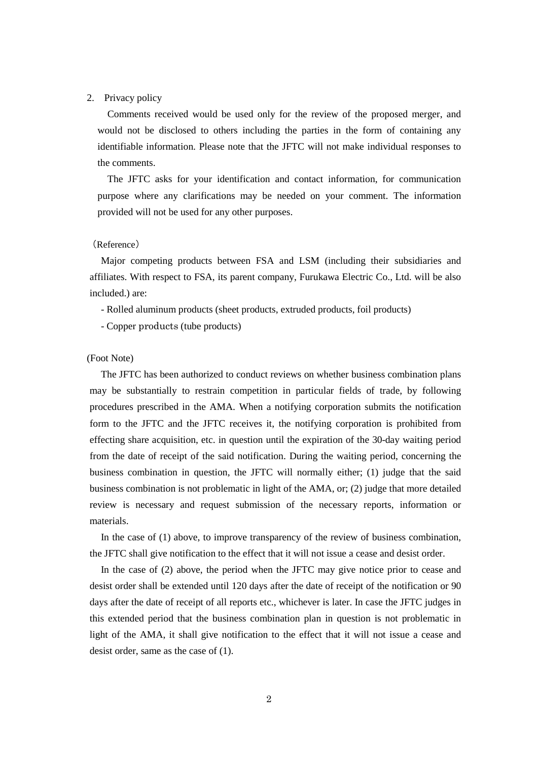2. Privacy policy

Comments received would be used only for the review of the proposed merger, and would not be disclosed to others including the parties in the form of containing any identifiable information. Please note that the JFTC will not make individual responses to the comments.

The JFTC asks for your identification and contact information, for communication purpose where any clarifications may be needed on your comment. The information provided will not be used for any other purposes.

（Reference）

Major competing products between FSA and LSM (including their subsidiaries and affiliates. With respect to FSA, its parent company, Furukawa Electric Co., Ltd. will be also included.) are:

- Rolled aluminum products (sheet products, extruded products, foil products)
- Copper products (tube products)

(Foot Note)

The JFTC has been authorized to conduct reviews on whether business combination plans may be substantially to restrain competition in particular fields of trade, by following procedures prescribed in the AMA. When a notifying corporation submits the notification form to the JFTC and the JFTC receives it, the notifying corporation is prohibited from effecting share acquisition, etc. in question until the expiration of the 30-day waiting period from the date of receipt of the said notification. During the waiting period, concerning the business combination in question, the JFTC will normally either; (1) judge that the said business combination is not problematic in light of the AMA, or; (2) judge that more detailed review is necessary and request submission of the necessary reports, information or materials.

In the case of (1) above, to improve transparency of the review of business combination, the JFTC shall give notification to the effect that it will not issue a cease and desist order.

In the case of (2) above, the period when the JFTC may give notice prior to cease and desist order shall be extended until 120 days after the date of receipt of the notification or 90 days after the date of receipt of all reports etc., whichever is later. In case the JFTC judges in this extended period that the business combination plan in question is not problematic in light of the AMA, it shall give notification to the effect that it will not issue a cease and desist order, same as the case of (1).